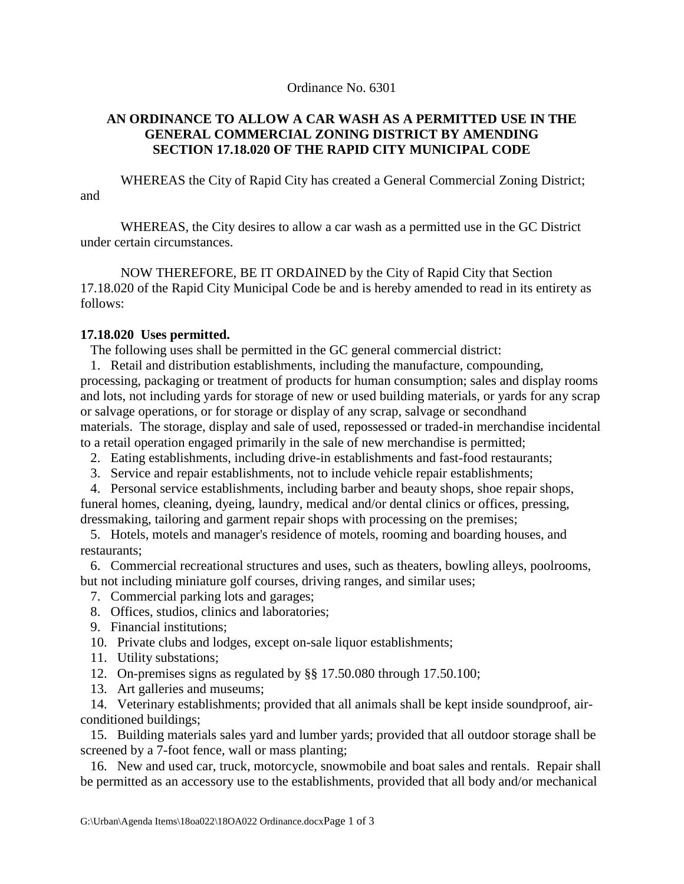Ordinance No. 6301

**AN ORDINANCE TO ALLOW A CAR WASH AS A PERMITTED USE IN THE GENERAL COMMERCIAL ZONING DISTRICT BY AMENDING SECTION 17.18.020 OF THE RAPID CITY MUNICIPAL CODE**

WHEREAS the City of Rapid City has created a General Commercial Zoning District; and

WHEREAS, the City desires to allow a car wash as a permitted use in the GC District under certain circumstances.

NOW THEREFORE, BE IT ORDAINED by the City of Rapid City that Section 17.18.020 of the Rapid City Municipal Code be and is hereby amended to read in its entirety as follows:

**17.18.020 Uses permitted.**

The following uses shall be permitted in the GC general commercial district:

1. Retail and distribution establishments, including the manufacture, compounding, processing, packaging or treatment of products for human consumption; sales and display rooms and lots, not including yards for storage of new or used building materials, or yards for any scrap or salvage operations, or for storage or display of any scrap, salvage or secondhand materials. The storage, display and sale of used, repossessed or traded-in merchandise incidental to a retail operation engaged primarily in the sale of new merchandise is permitted;
2. Eating establishments, including drive-in establishments and fast-food restaurants;
3. Service and repair establishments, not to include vehicle repair establishments;
4. Personal service establishments, including barber and beauty shops, shoe repair shops, funeral homes, cleaning, dyeing, laundry, medical and/or dental clinics or offices, pressing, dressmaking, tailoring and garment repair shops with processing on the premises;
5. Hotels, motels and manager's residence of motels, rooming and boarding houses, and restaurants;
6. Commercial recreational structures and uses, such as theaters, bowling alleys, poolrooms, but not including miniature golf courses, driving ranges, and similar uses;
7. Commercial parking lots and garages;
8. Offices, studios, clinics and laboratories;
9. Financial institutions;
10. Private clubs and lodges, except on-sale liquor establishments;
11. Utility substations;
12. On-premises signs as regulated by §§ 17.50.080 through 17.50.100;
13. Art galleries and museums;
14. Veterinary establishments; provided that all animals shall be kept inside soundproof, air-conditioned buildings;
15. Building materials sales yard and lumber yards; provided that all outdoor storage shall be screened by a 7-foot fence, wall or mass planting;
16. New and used car, truck, motorcycle, snowmobile and boat sales and rentals. Repair shall be permitted as an accessory use to the establishments, provided that all body and/or mechanical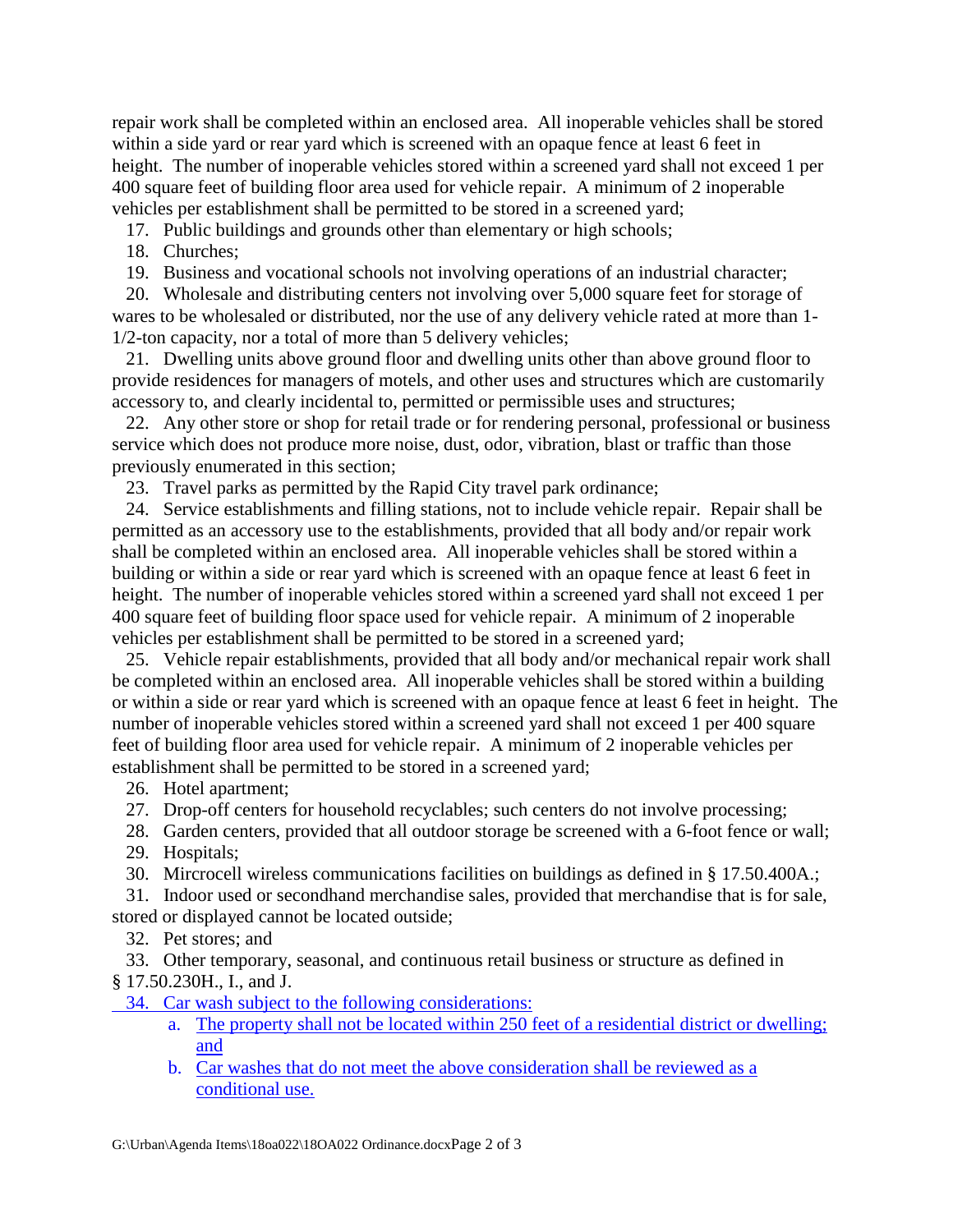repair work shall be completed within an enclosed area. All inoperable vehicles shall be stored within a side yard or rear yard which is screened with an opaque fence at least 6 feet in height. The number of inoperable vehicles stored within a screened yard shall not exceed 1 per 400 square feet of building floor area used for vehicle repair. A minimum of 2 inoperable vehicles per establishment shall be permitted to be stored in a screened yard;

17. Public buildings and grounds other than elementary or high schools;
18. Churches;
19. Business and vocational schools not involving operations of an industrial character;
20. Wholesale and distributing centers not involving over 5,000 square feet for storage of wares to be wholesaled or distributed, nor the use of any delivery vehicle rated at more than 1-1/2-ton capacity, nor a total of more than 5 delivery vehicles;
21. Dwelling units above ground floor and dwelling units other than above ground floor to provide residences for managers of motels, and other uses and structures which are customarily accessory to, and clearly incidental to, permitted or permissible uses and structures;
22. Any other store or shop for retail trade or for rendering personal, professional or business service which does not produce more noise, dust, odor, vibration, blast or traffic than those previously enumerated in this section;
23. Travel parks as permitted by the Rapid City travel park ordinance;
24. Service establishments and filling stations, not to include vehicle repair. Repair shall be permitted as an accessory use to the establishments, provided that all body and/or repair work shall be completed within an enclosed area. All inoperable vehicles shall be stored within a building or within a side or rear yard which is screened with an opaque fence at least 6 feet in height. The number of inoperable vehicles stored within a screened yard shall not exceed 1 per 400 square feet of building floor space used for vehicle repair. A minimum of 2 inoperable vehicles per establishment shall be permitted to be stored in a screened yard;
25. Vehicle repair establishments, provided that all body and/or mechanical repair work shall be completed within an enclosed area. All inoperable vehicles shall be stored within a building or within a side or rear yard which is screened with an opaque fence at least 6 feet in height. The number of inoperable vehicles stored within a screened yard shall not exceed 1 per 400 square feet of building floor area used for vehicle repair. A minimum of 2 inoperable vehicles per establishment shall be permitted to be stored in a screened yard;
26. Hotel apartment;
27. Drop-off centers for household recyclables; such centers do not involve processing;
28. Garden centers, provided that all outdoor storage be screened with a 6-foot fence or wall;
29. Hospitals;
30. Mircrocell wireless communications facilities on buildings as defined in § 17.50.400A.;
31. Indoor used or secondhand merchandise sales, provided that merchandise that is for sale, stored or displayed cannot be located outside;
32. Pet stores; and
33. Other temporary, seasonal, and continuous retail business or structure as defined in § 17.50.230H., I., and J.
34. Car wash subject to the following considerations:
    a. The property shall not be located within 250 feet of a residential district or dwelling; and
    b. Car washes that do not meet the above consideration shall be reviewed as a conditional use.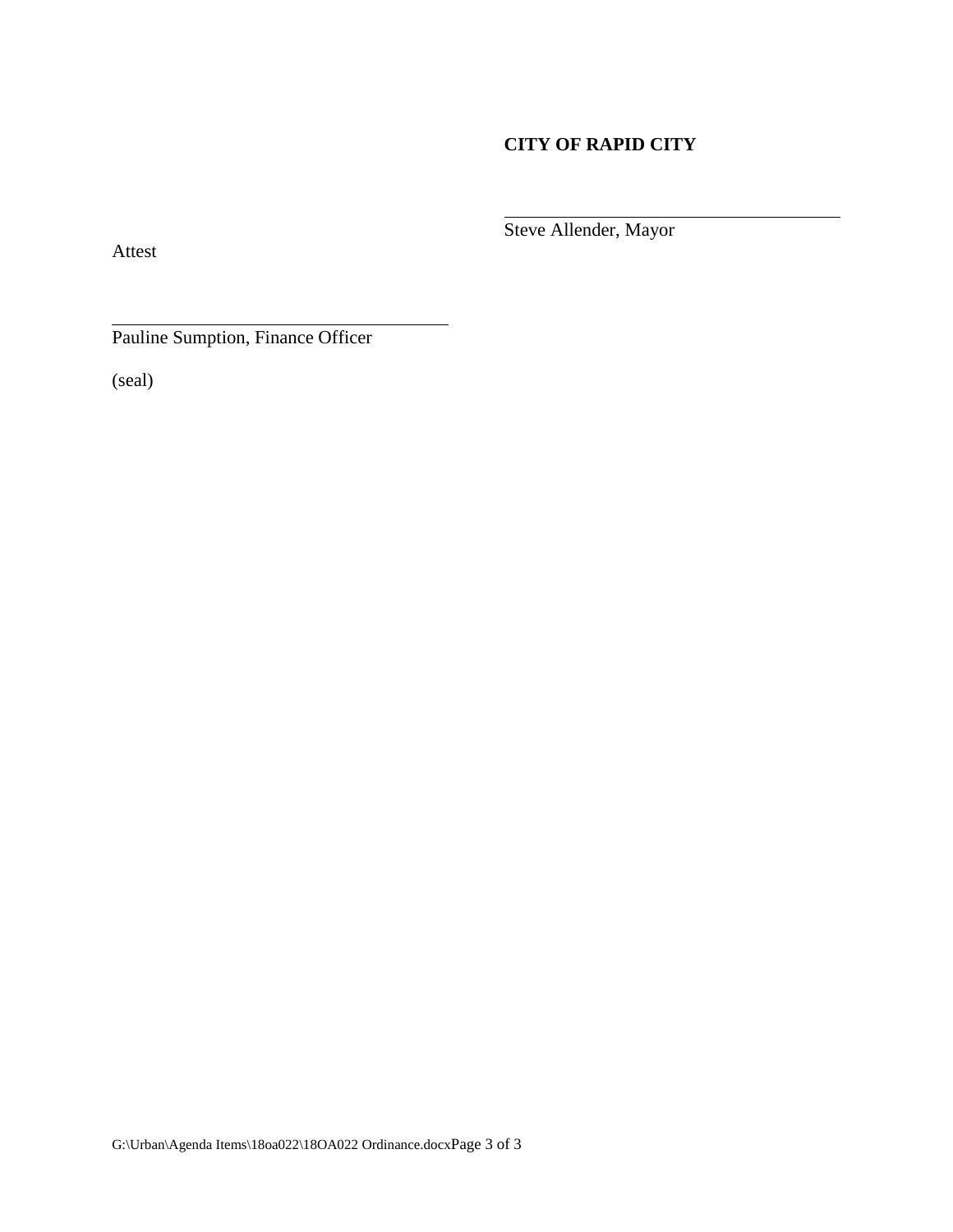**CITY OF RAPID CITY**

\_\_\_\_\_\_\_\_\_\_\_\_\_\_\_\_\_\_\_\_\_\_\_\_\_\_\_\_\_\_\_\_\_\_\_\_

Steve Allender, Mayor

Attest

\_\_\_\_\_\_\_\_\_\_\_\_\_\_\_\_\_\_\_\_\_\_\_\_\_\_\_\_\_\_\_\_\_\_\_\_

Pauline Sumption, Finance Officer

(seal)

G:\Urban\Agenda Items\18oa022\18OA022 Ordinance.docx